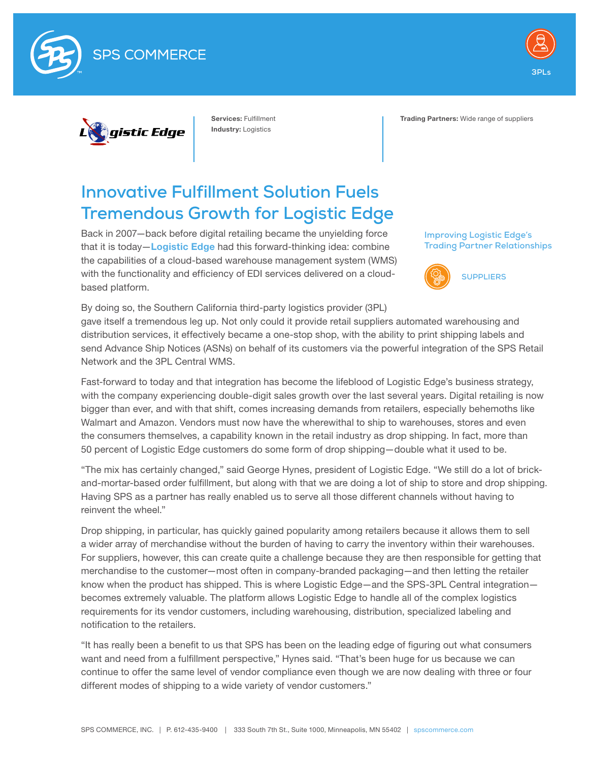SPS COMMERCE

3PLs

Logistic Edge

**Services:** Fulfillment
**Industry:** Logistics

**Trading Partners:** Wide range of suppliers

# Innovative Fulfillment Solution Fuels Tremendous Growth for Logistic Edge

Back in 2007—back before digital retailing became the unyielding force that it is today—**Logistic Edge** had this forward-thinking idea: combine the capabilities of a cloud-based warehouse management system (WMS) with the functionality and efficiency of EDI services delivered on a cloud-based platform.

**Improving Logistic Edge's Trading Partner Relationships**

SUPPLIERS

By doing so, the Southern California third-party logistics provider (3PL) gave itself a tremendous leg up. Not only could it provide retail suppliers automated warehousing and distribution services, it effectively became a one-stop shop, with the ability to print shipping labels and send Advance Ship Notices (ASNs) on behalf of its customers via the powerful integration of the SPS Retail Network and the 3PL Central WMS.

Fast-forward to today and that integration has become the lifeblood of Logistic Edge's business strategy, with the company experiencing double-digit sales growth over the last several years. Digital retailing is now bigger than ever, and with that shift, comes increasing demands from retailers, especially behemoths like Walmart and Amazon. Vendors must now have the wherewithal to ship to warehouses, stores and even the consumers themselves, a capability known in the retail industry as drop shipping. In fact, more than 50 percent of Logistic Edge customers do some form of drop shipping—double what it used to be.

"The mix has certainly changed," said George Hynes, president of Logistic Edge. "We still do a lot of brick-and-mortar-based order fulfillment, but along with that we are doing a lot of ship to store and drop shipping. Having SPS as a partner has really enabled us to serve all those different channels without having to reinvent the wheel."

Drop shipping, in particular, has quickly gained popularity among retailers because it allows them to sell a wider array of merchandise without the burden of having to carry the inventory within their warehouses. For suppliers, however, this can create quite a challenge because they are then responsible for getting that merchandise to the customer—most often in company-branded packaging—and then letting the retailer know when the product has shipped. This is where Logistic Edge—and the SPS-3PL Central integration—becomes extremely valuable. The platform allows Logistic Edge to handle all of the complex logistics requirements for its vendor customers, including warehousing, distribution, specialized labeling and notification to the retailers.

"It has really been a benefit to us that SPS has been on the leading edge of figuring out what consumers want and need from a fulfillment perspective," Hynes said. "That's been huge for us because we can continue to offer the same level of vendor compliance even though we are now dealing with three or four different modes of shipping to a wide variety of vendor customers."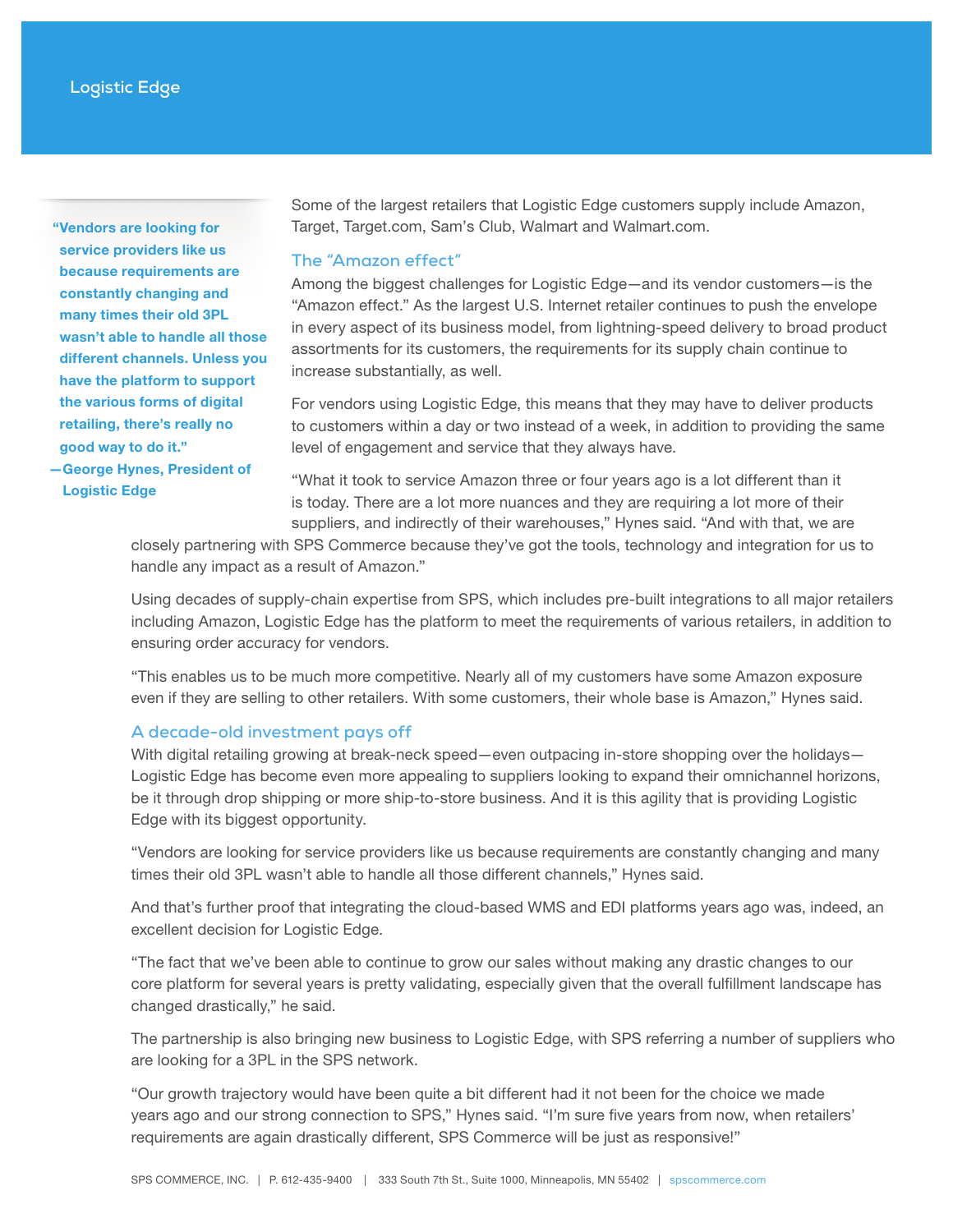Logistic Edge

> "Vendors are looking for service providers like us because requirements are constantly changing and many times their old 3PL wasn't able to handle all those different channels. Unless you have the platform to support the various forms of digital retailing, there's really no good way to do it."
> —George Hynes, President of Logistic Edge

Some of the largest retailers that Logistic Edge customers supply include Amazon, Target, Target.com, Sam's Club, Walmart and Walmart.com.

## The "Amazon effect"

Among the biggest challenges for Logistic Edge—and its vendor customers—is the "Amazon effect." As the largest U.S. Internet retailer continues to push the envelope in every aspect of its business model, from lightning-speed delivery to broad product assortments for its customers, the requirements for its supply chain continue to increase substantially, as well.

For vendors using Logistic Edge, this means that they may have to deliver products to customers within a day or two instead of a week, in addition to providing the same level of engagement and service that they always have.

"What it took to service Amazon three or four years ago is a lot different than it is today. There are a lot more nuances and they are requiring a lot more of their suppliers, and indirectly of their warehouses," Hynes said. "And with that, we are closely partnering with SPS Commerce because they've got the tools, technology and integration for us to handle any impact as a result of Amazon."

Using decades of supply-chain expertise from SPS, which includes pre-built integrations to all major retailers including Amazon, Logistic Edge has the platform to meet the requirements of various retailers, in addition to ensuring order accuracy for vendors.

"This enables us to be much more competitive. Nearly all of my customers have some Amazon exposure even if they are selling to other retailers. With some customers, their whole base is Amazon," Hynes said.

## A decade-old investment pays off

With digital retailing growing at break-neck speed—even outpacing in-store shopping over the holidays—Logistic Edge has become even more appealing to suppliers looking to expand their omnichannel horizons, be it through drop shipping or more ship-to-store business. And it is this agility that is providing Logistic Edge with its biggest opportunity.

"Vendors are looking for service providers like us because requirements are constantly changing and many times their old 3PL wasn't able to handle all those different channels," Hynes said.

And that's further proof that integrating the cloud-based WMS and EDI platforms years ago was, indeed, an excellent decision for Logistic Edge.

"The fact that we've been able to continue to grow our sales without making any drastic changes to our core platform for several years is pretty validating, especially given that the overall fulfillment landscape has changed drastically," he said.

The partnership is also bringing new business to Logistic Edge, with SPS referring a number of suppliers who are looking for a 3PL in the SPS network.

"Our growth trajectory would have been quite a bit different had it not been for the choice we made years ago and our strong connection to SPS," Hynes said. "I'm sure five years from now, when retailers' requirements are again drastically different, SPS Commerce will be just as responsive!"

SPS COMMERCE, INC. | P. 612-435-9400 | 333 South 7th St., Suite 1000, Minneapolis, MN 55402 | spscommerce.com